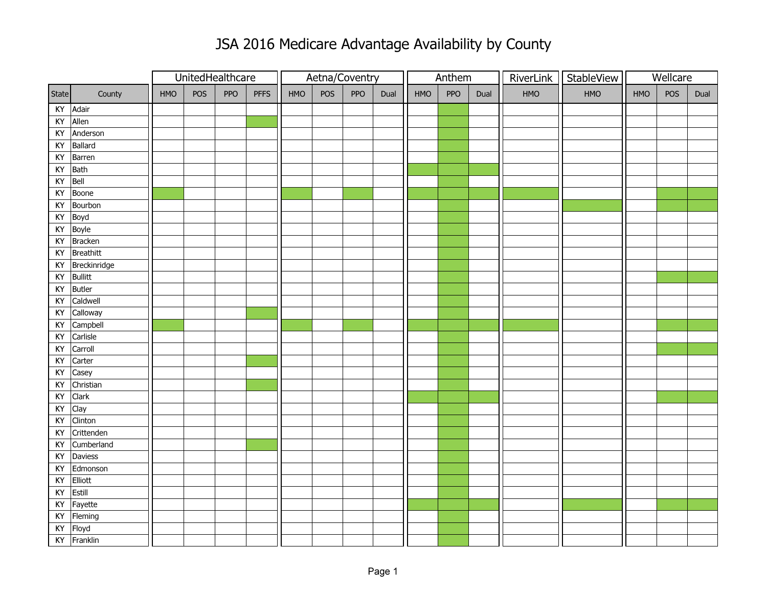# JSA 2016 Medicare Advantage Availability by County

| | | UnitedHealthcare | | | | Aetna/Coventry | | | | Anthem | | | RiverLink | StableView | Wellcare | | |
|---|---|---|---|---|---|---|---|---|---|---|---|---|---|---|---|---|---|
| State | County | HMO | POS | PPO | PFFS | HMO | POS | PPO | Dual | HMO | PPO | Dual | HMO | HMO | HMO | POS | Dual |
| KY | Adair | | | | | | | | | | X | | | | | | |
| KY | Allen | | | | X | | | | | | X | | | | | | |
| KY | Anderson | | | | | | | | | | X | | | | | | |
| KY | Ballard | | | | | | | | | | X | | | | | | |
| KY | Barren | | | | | | | | | | X | | | | | | |
| KY | Bath | | | | | | | | | X | X | X | | | | | |
| KY | Bell | | | | | | | | | | X | | | | | | |
| KY | Boone | X | | | | X | | X | | X | X | X | X | | | X | X |
| KY | Bourbon | | | | | | | | | | X | | | X | | X | X |
| KY | Boyd | | | | | | | | | | X | | | | | | |
| KY | Boyle | | | | | | | | | | X | | | | | | |
| KY | Bracken | | | | | | | | | | X | | | | | | |
| KY | Breathitt | | | | | | | | | | X | | | | | | |
| KY | Breckinridge | | | | | | | | | | X | | | | | | |
| KY | Bullitt | | | | | | | | | | X | | | | | X | X |
| KY | Butler | | | | | | | | | | X | | | | | | |
| KY | Caldwell | | | | | | | | | | X | | | | | | |
| KY | Calloway | | | | X | | | | | | X | | | | | | |
| KY | Campbell | X | | | | X | | X | | X | X | X | X | | | X | X |
| KY | Carlisle | | | | | | | | | | X | | | | | | |
| KY | Carroll | | | | | | | | | | X | | | | | X | X |
| KY | Carter | | | | X | | | | | | X | | | | | | |
| KY | Casey | | | | | | | | | | X | | | | | | |
| KY | Christian | | | | X | | | | | | X | | | | | | |
| KY | Clark | | | | | | | | | X | X | X | | | | X | X |
| KY | Clay | | | | | | | | | | X | | | | | | |
| KY | Clinton | | | | | | | | | | X | | | | | | |
| KY | Crittenden | | | | | | | | | | X | | | | | | |
| KY | Cumberland | | | | X | | | | | | X | | | | | | |
| KY | Daviess | | | | | | | | | | X | | | | | | |
| KY | Edmonson | | | | | | | | | | X | | | | | | |
| KY | Elliott | | | | | | | | | | X | | | | | | |
| KY | Estill | | | | | | | | | | X | | | | | | |
| KY | Fayette | | | | | | | | | X | X | X | | X | | X | X |
| KY | Fleming | | | | | | | | | | X | | | | | | |
| KY | Floyd | | | | | | | | | | X | | | | | | |
| KY | Franklin | | | | | | | | | | X | | | | | | |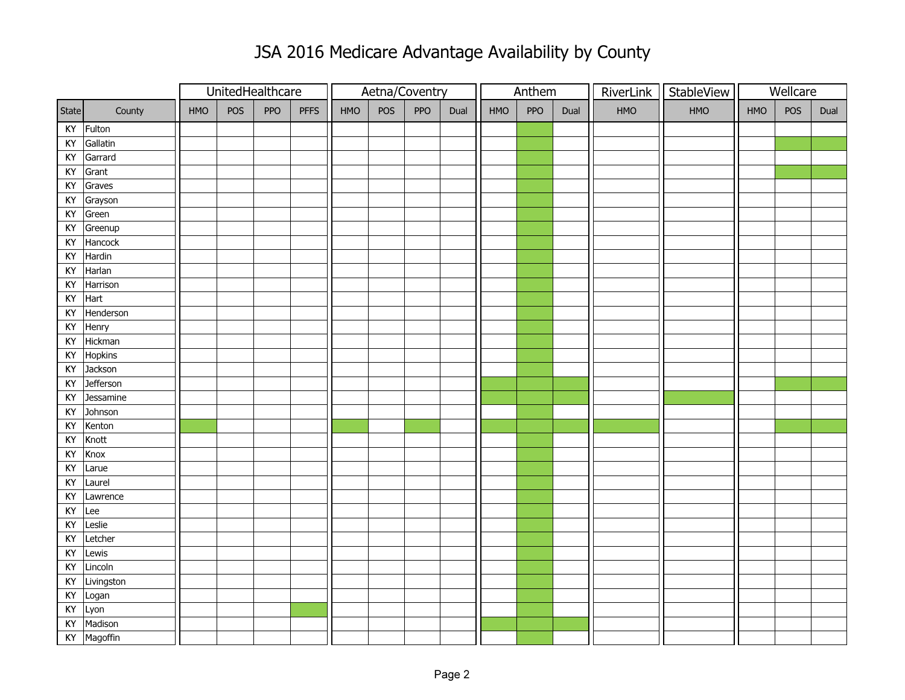# JSA 2016 Medicare Advantage Availability by County

| | | UnitedHealthcare | | | | Aetna/Coventry | | | | Anthem | | | RiverLink | StableView | Wellcare | | |
|---|---|---|---|---|---|---|---|---|---|---|---|---|---|---|---|---|---|
| State | County | HMO | POS | PPO | PFFS | HMO | POS | PPO | Dual | HMO | PPO | Dual | HMO | HMO | HMO | POS | Dual |
| KY | Fulton | | | | | | | | | | X | | | | | | |
| KY | Gallatin | | | | | | | | | | X | | | | | X | X |
| KY | Garrard | | | | | | | | | | X | | | | | | |
| KY | Grant | | | | | | | | | | X | | | | | X | X |
| KY | Graves | | | | | | | | | | X | | | | | | |
| KY | Grayson | | | | | | | | | | X | | | | | | |
| KY | Green | | | | | | | | | | X | | | | | | |
| KY | Greenup | | | | | | | | | | X | | | | | | |
| KY | Hancock | | | | | | | | | | X | | | | | | |
| KY | Hardin | | | | | | | | | | X | | | | | | |
| KY | Harlan | | | | | | | | | | X | | | | | | |
| KY | Harrison | | | | | | | | | | X | | | | | | |
| KY | Hart | | | | | | | | | | X | | | | | | |
| KY | Henderson | | | | | | | | | | X | | | | | | |
| KY | Henry | | | | | | | | | | X | | | | | | |
| KY | Hickman | | | | | | | | | | X | | | | | | |
| KY | Hopkins | | | | | | | | | | X | | | | | | |
| KY | Jackson | | | | | | | | | | X | | | | | | |
| KY | Jefferson | | | | | | | | | X | X | X | | | | X | X |
| KY | Jessamine | | | | | | | | | X | X | X | | X | | | |
| KY | Johnson | | | | | | | | | | X | | | | | | |
| KY | Kenton | X | | | | X | | X | | X | X | X | X | | | X | X |
| KY | Knott | | | | | | | | | | X | | | | | | |
| KY | Knox | | | | | | | | | | X | | | | | | |
| KY | Larue | | | | | | | | | | X | | | | | | |
| KY | Laurel | | | | | | | | | | X | | | | | | |
| KY | Lawrence | | | | | | | | | | X | | | | | | |
| KY | Lee | | | | | | | | | | X | | | | | | |
| KY | Leslie | | | | | | | | | | X | | | | | | |
| KY | Letcher | | | | | | | | | | X | | | | | | |
| KY | Lewis | | | | | | | | | | X | | | | | | |
| KY | Lincoln | | | | | | | | | | X | | | | | | |
| KY | Livingston | | | | | | | | | | X | | | | | | |
| KY | Logan | | | | | | | | | | X | | | | | | |
| KY | Lyon | | | | X | | | | | | X | | | | | | |
| KY | Madison | | | | | | | | | X | X | X | | | | | |
| KY | Magoffin | | | | | | | | | | X | | | | | | |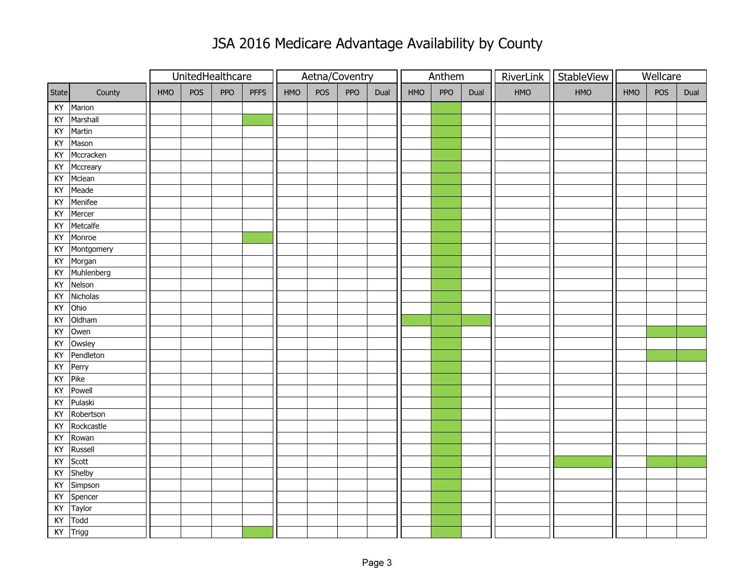# JSA 2016 Medicare Advantage Availability by County

Note: green-shaded cells on the page are shown as "X".

| | | UnitedHealthcare | | | | Aetna/Coventry | | | | Anthem | | | RiverLink | StableView | Wellcare | | |
|---|---|---|---|---|---|---|---|---|---|---|---|---|---|---|---|---|---|
| State | County | HMO | POS | PPO | PFFS | HMO | POS | PPO | Dual | HMO | PPO | Dual | HMO | HMO | HMO | POS | Dual |
| KY | Marion | | | | | | | | | | X | | | | | | |
| KY | Marshall | | | | X | | | | | | X | | | | | | |
| KY | Martin | | | | | | | | | | X | | | | | | |
| KY | Mason | | | | | | | | | | X | | | | | | |
| KY | Mccracken | | | | | | | | | | X | | | | | | |
| KY | Mccreary | | | | | | | | | | X | | | | | | |
| KY | Mclean | | | | | | | | | | X | | | | | | |
| KY | Meade | | | | | | | | | | X | | | | | | |
| KY | Menifee | | | | | | | | | | X | | | | | | |
| KY | Mercer | | | | | | | | | | X | | | | | | |
| KY | Metcalfe | | | | | | | | | | X | | | | | | |
| KY | Monroe | | | | X | | | | | | X | | | | | | |
| KY | Montgomery | | | | | | | | | | X | | | | | | |
| KY | Morgan | | | | | | | | | | X | | | | | | |
| KY | Muhlenberg | | | | | | | | | | X | | | | | | |
| KY | Nelson | | | | | | | | | | X | | | | | | |
| KY | Nicholas | | | | | | | | | | X | | | | | | |
| KY | Ohio | | | | | | | | | | X | | | | | | |
| KY | Oldham | | | | | | | | | X | X | X | | | | | |
| KY | Owen | | | | | | | | | | X | | | | | X | X |
| KY | Owsley | | | | | | | | | | X | | | | | | |
| KY | Pendleton | | | | | | | | | | X | | | | | X | X |
| KY | Perry | | | | | | | | | | X | | | | | | |
| KY | Pike | | | | | | | | | | X | | | | | | |
| KY | Powell | | | | | | | | | | X | | | | | | |
| KY | Pulaski | | | | | | | | | | X | | | | | | |
| KY | Robertson | | | | | | | | | | X | | | | | | |
| KY | Rockcastle | | | | | | | | | | X | | | | | | |
| KY | Rowan | | | | | | | | | | X | | | | | | |
| KY | Russell | | | | | | | | | | X | | | | | | |
| KY | Scott | | | | | | | | | | X | | | X | | X | X |
| KY | Shelby | | | | | | | | | | X | | | | | | |
| KY | Simpson | | | | | | | | | | X | | | | | | |
| KY | Spencer | | | | | | | | | | X | | | | | | |
| KY | Taylor | | | | | | | | | | X | | | | | | |
| KY | Todd | | | | | | | | | | X | | | | | | |
| KY | Trigg | | | | X | | | | | | X | | | | | | |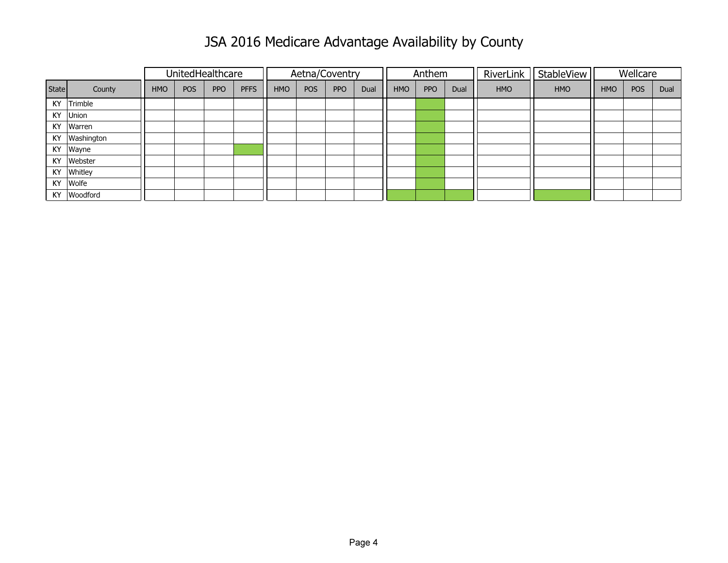# JSA 2016 Medicare Advantage Availability by County

| | | UnitedHealthcare | | | | Aetna/Coventry | | | | Anthem | | | RiverLink | StableView | Wellcare | | |
|---|---|---|---|---|---|---|---|---|---|---|---|---|---|---|---|---|---|
| State | County | HMO | POS | PPO | PFFS | HMO | POS | PPO | Dual | HMO | PPO | Dual | HMO | HMO | HMO | POS | Dual |
| KY | Trimble | | | | | | | | | | X | | | | | | |
| KY | Union | | | | | | | | | | X | | | | | | |
| KY | Warren | | | | | | | | | | X | | | | | | |
| KY | Washington | | | | | | | | | | X | | | | | | |
| KY | Wayne | | | | X | | | | | | X | | | | | | |
| KY | Webster | | | | | | | | | | X | | | | | | |
| KY | Whitley | | | | | | | | | | X | | | | | | |
| KY | Wolfe | | | | | | | | | | X | | | | | | |
| KY | Woodford | | | | | | | | | X | X | X | | X | | | |